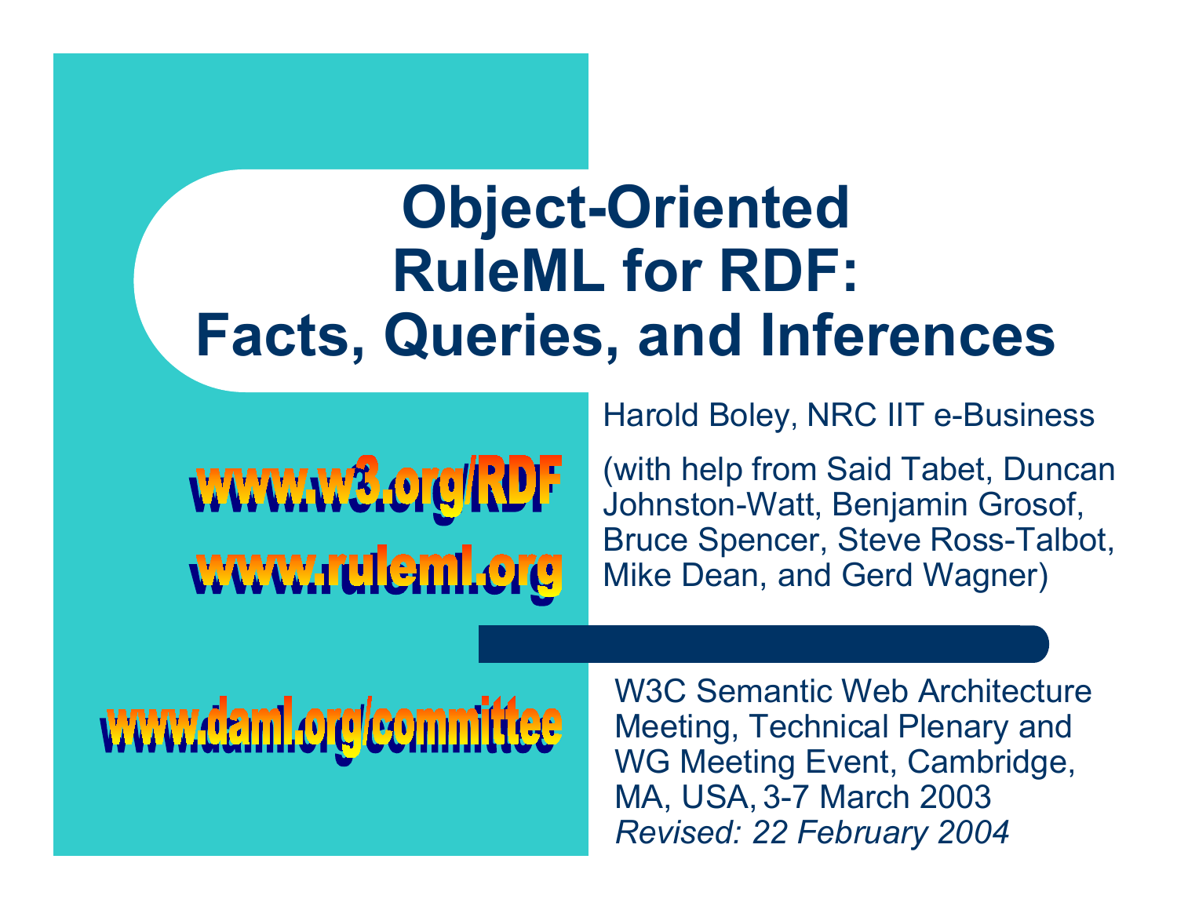# Object-Oriented RuleML for RDF: Facts, Queries, and Inferences

www.w3.org/RDF

www.ruleml.org

www.daml.org/committee

Harold Boley, NRC IIT e-Business

(with help from Said Tabet, Duncan Johnston-Watt, Benjamin Grosof, Bruce Spencer, Steve Ross-Talbot, Mike Dean, and Gerd Wagner)

W3C Semantic Web Architecture Meeting, Technical Plenary and WG Meeting Event, Cambridge, MA, USA, 3-7 March 2003

*Revised: 22 February 2004*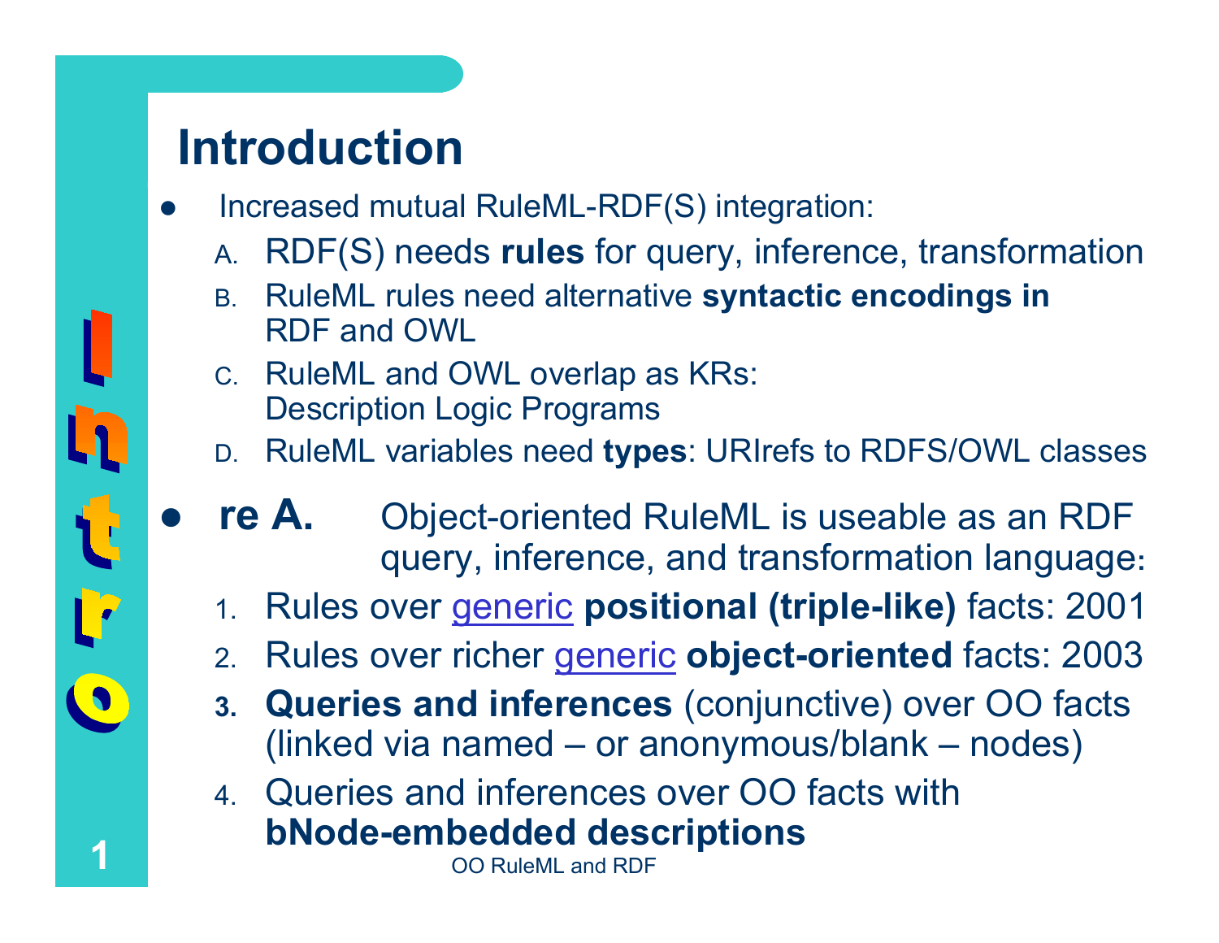# Introduction

- Increased mutual RuleML-RDF(S) integration:
  - A. RDF(S) needs **rules** for query, inference, transformation
  - B. RuleML rules need alternative **syntactic encodings in** RDF and OWL
  - C. RuleML and OWL overlap as KRs: Description Logic Programs
  - D. RuleML variables need **types**: URIrefs to RDFS/OWL classes
- **re A.** Object-oriented RuleML is useable as an RDF query, inference, and transformation language:
  1. Rules over generic **positional (triple-like)** facts: 2001
  2. Rules over richer generic **object-oriented** facts: 2003
  3. **Queries and inferences** (conjunctive) over OO facts (linked via named – or anonymous/blank – nodes)
  4. Queries and inferences over OO facts with **bNode-embedded descriptions**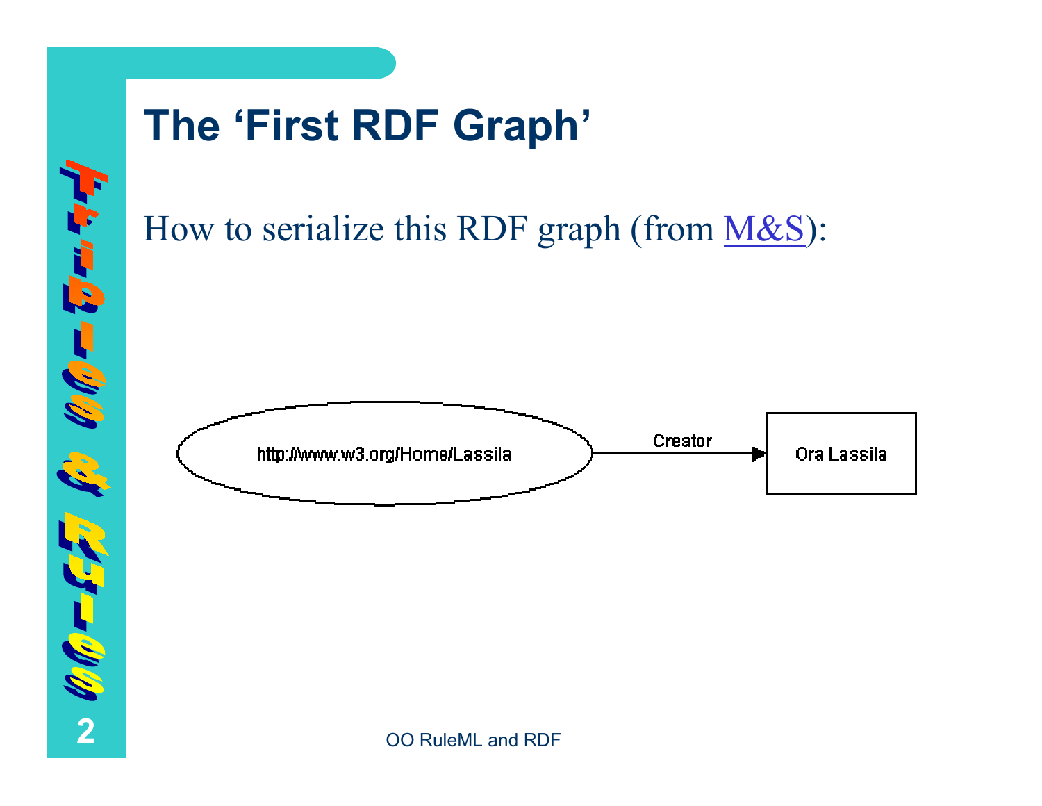# The 'First RDF Graph'

How to serialize this RDF graph (from M&S):

http://www.w3.org/Home/Lassila

Creator

Ora Lassila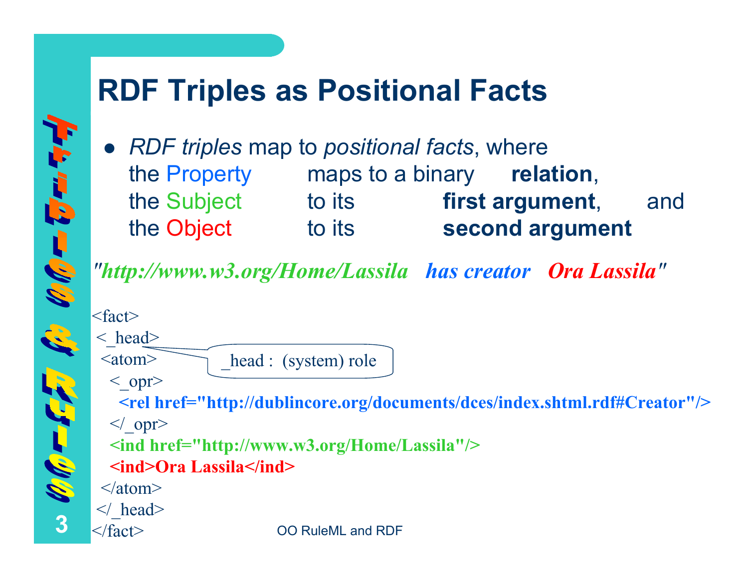# RDF Triples as Positional Facts

- *RDF triples* map to *positional facts*, where
  the Property maps to a binary **relation**,
  the Subject to its **first argument**, and
  the Object to its **second argument**

***"http://www.w3.org/Home/Lassila has creator Ora Lassila"***

```
<fact>
 <_head>
  <atom>
   <_opr>
    <rel href="http://dublincore.org/documents/dces/index.shtml.rdf#Creator"/>
   </_opr>
   <ind href="http://www.w3.org/Home/Lassila"/>
   <ind>Ora Lassila</ind>
  </atom>
 </_head>
</fact>
```

_head : (system) role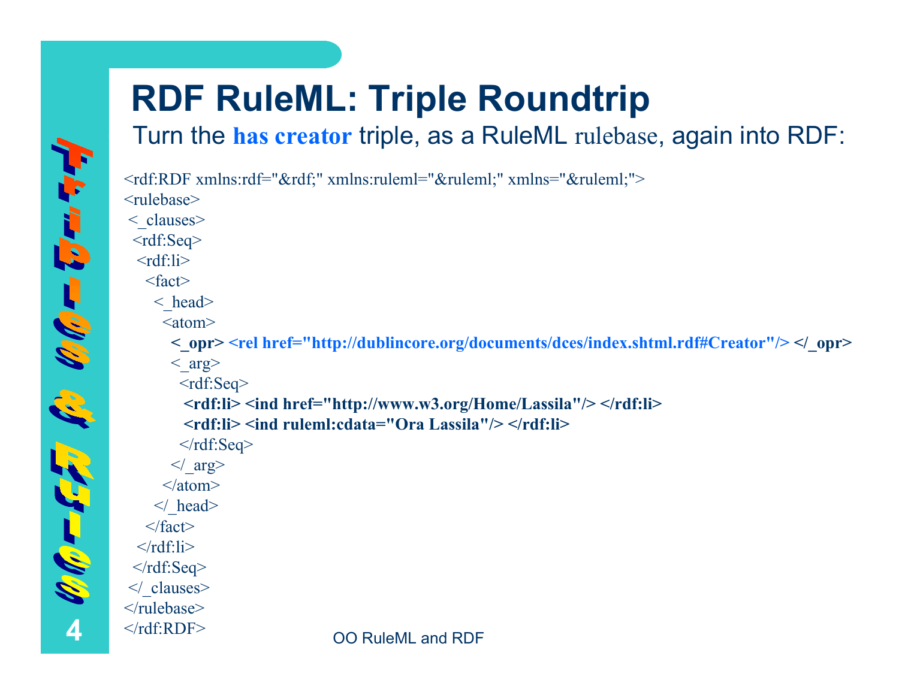# RDF RuleML: Triple Roundtrip

Turn the **has creator** triple, as a RuleML rulebase, again into RDF:

```
<rdf:RDF xmlns:rdf="&rdf;" xmlns:ruleml="&ruleml;" xmlns="&ruleml;">
<rulebase>
 <_clauses>
  <rdf:Seq>
   <rdf:li>
     <fact>
       <_head>
         <atom>
           <_opr> <rel href="http://dublincore.org/documents/dces/index.shtml.rdf#Creator"/> </_opr>
           <_arg>
             <rdf:Seq>
              <rdf:li> <ind href="http://www.w3.org/Home/Lassila"/> </rdf:li>
              <rdf:li> <ind ruleml:cdata="Ora Lassila"/> </rdf:li>
             </rdf:Seq>
           </_arg>
         </atom>
       </_head>
     </fact>
   </rdf:li>
  </rdf:Seq>
 </_clauses>
</rulebase>
</rdf:RDF>
```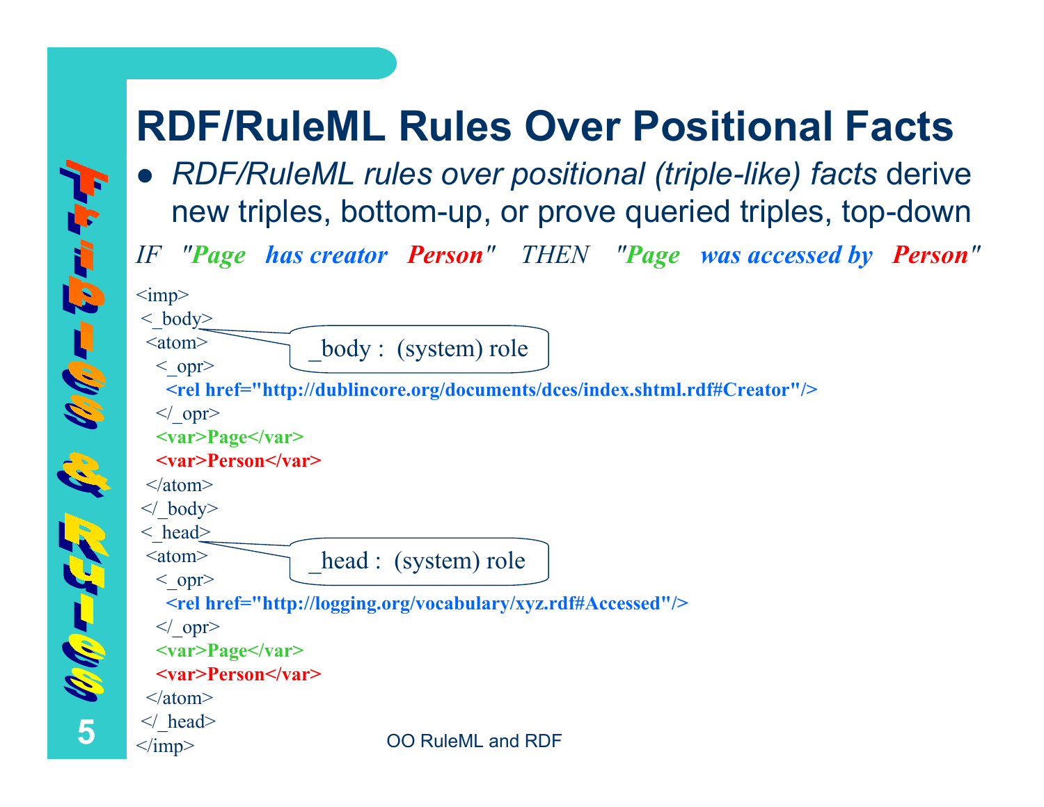# RDF/RuleML Rules Over Positional Facts

- *RDF/RuleML rules over positional (triple-like) facts* derive new triples, bottom-up, or prove queried triples, top-down

*IF "**Page has creator Person**" THEN "**Page was accessed by Person**"*

```
<imp>
 <_body>
  <atom>
   <_opr>
    <rel href="http://dublincore.org/documents/dces/index.shtml.rdf#Creator"/>
   </_opr>
   <var>Page</var>
   <var>Person</var>
  </atom>
 </_body>
 <_head>
  <atom>
   <_opr>
    <rel href="http://logging.org/vocabulary/xyz.rdf#Accessed"/>
   </_opr>
   <var>Page</var>
   <var>Person</var>
  </atom>
 </_head>
</imp>
```

_body : (system) role

_head : (system) role

Triples & Rules

OO RuleML and RDF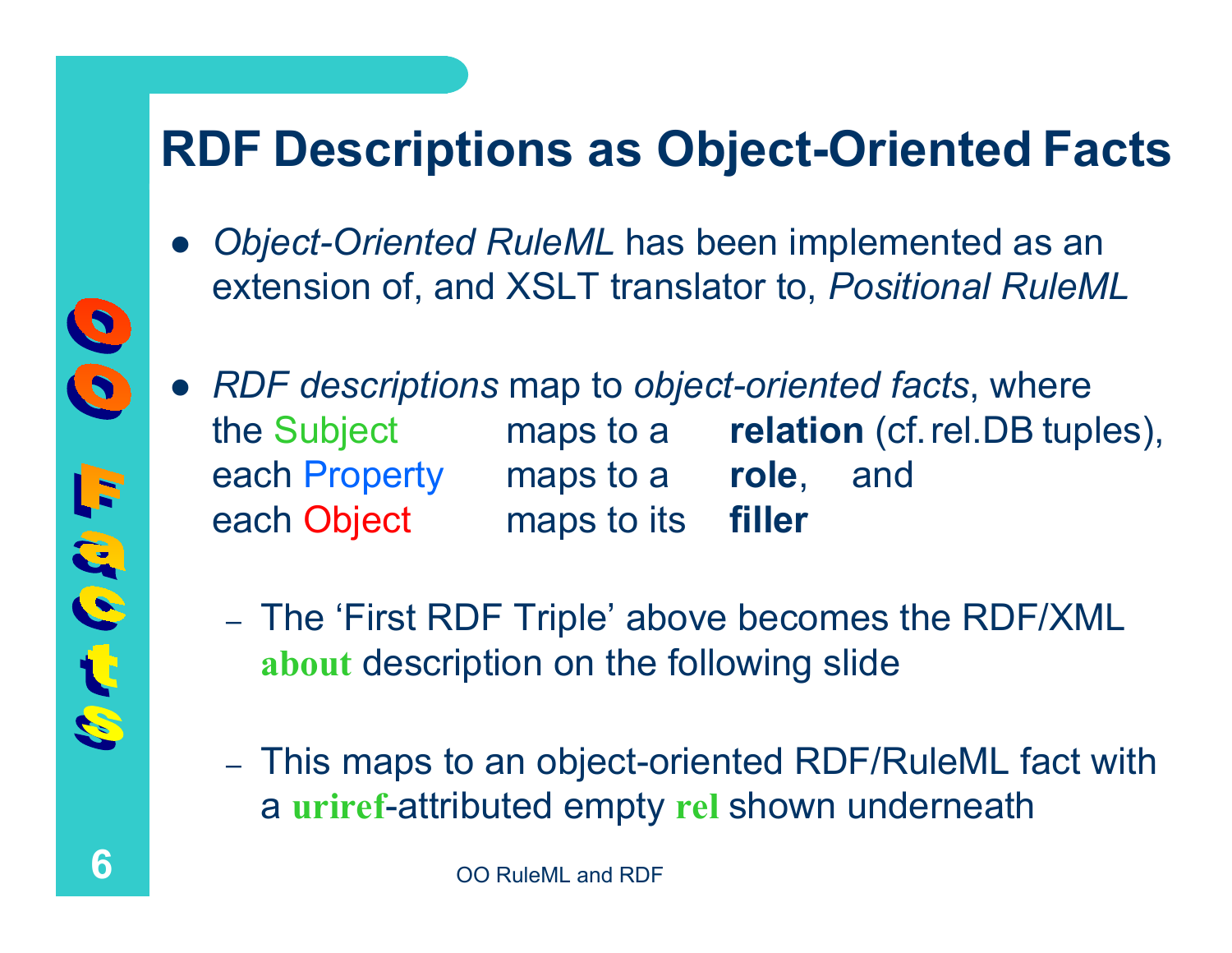# RDF Descriptions as Object-Oriented Facts

- *Object-Oriented RuleML* has been implemented as an extension of, and XSLT translator to, *Positional RuleML*

- *RDF descriptions* map to *object-oriented facts*, where
  the Subject maps to a **relation** (cf. rel.DB tuples),
  each Property maps to a **role**, and
  each Object maps to its **filler**

  - The 'First RDF Triple' above becomes the RDF/XML **about** description on the following slide

  - This maps to an object-oriented RDF/RuleML fact with a **uriref**-attributed empty **rel** shown underneath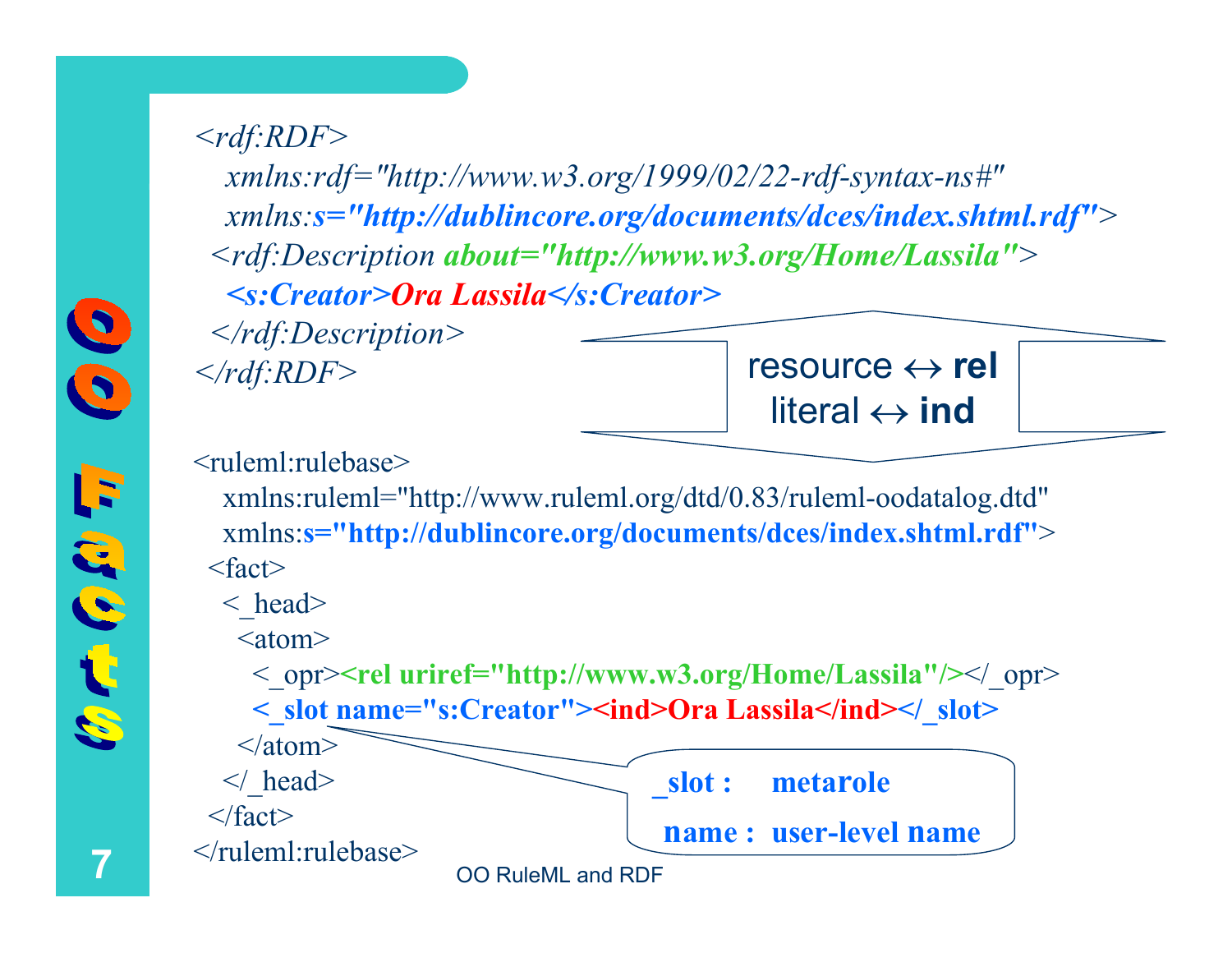# OO Facts

```
<rdf:RDF>
   xmlns:rdf="http://www.w3.org/1999/02/22-rdf-syntax-ns#"
   xmlns:s="http://dublincore.org/documents/dces/index.shtml.rdf">
  <rdf:Description about="http://www.w3.org/Home/Lassila">
    <s:Creator>Ora Lassila</s:Creator>
  </rdf:Description>
</rdf:RDF>
```

resource ↔ **rel**
literal ↔ **ind**

```
<ruleml:rulebase>
   xmlns:ruleml="http://www.ruleml.org/dtd/0.83/ruleml-oodatalog.dtd"
   xmlns:s="http://dublincore.org/documents/dces/index.shtml.rdf">
  <fact>
    <_head>
      <atom>
        <_opr><rel uriref="http://www.w3.org/Home/Lassila"/></_opr>
        <_slot name="s:Creator"><ind>Ora Lassila</ind></_slot>
      </atom>
    </_head>
  </fact>
</ruleml:rulebase>
```

**_slot :** **metarole**
**name :** **user-level name**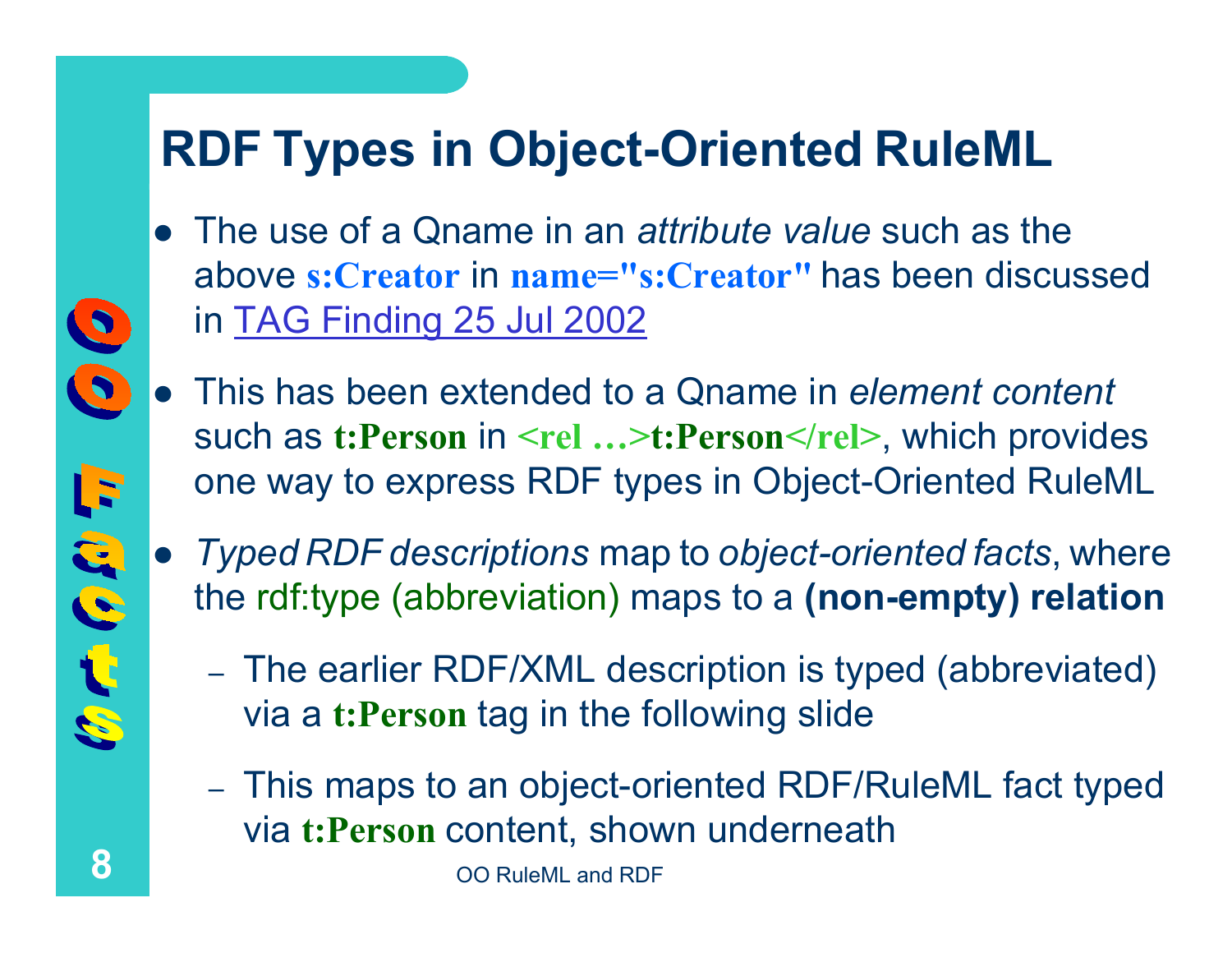# RDF Types in Object-Oriented RuleML

- The use of a Qname in an *attribute value* such as the above **s:Creator** in **name="s:Creator"** has been discussed in [TAG Finding 25 Jul 2002]
- This has been extended to a Qname in *element content* such as **t:Person** in **<rel …>t:Person</rel>**, which provides one way to express RDF types in Object-Oriented RuleML
- *Typed RDF descriptions* map to *object-oriented facts*, where the rdf:type (abbreviation) maps to a **(non-empty) relation**
  - The earlier RDF/XML description is typed (abbreviated) via a **t:Person** tag in the following slide
  - This maps to an object-oriented RDF/RuleML fact typed via **t:Person** content, shown underneath

OO Facts

OO RuleML and RDF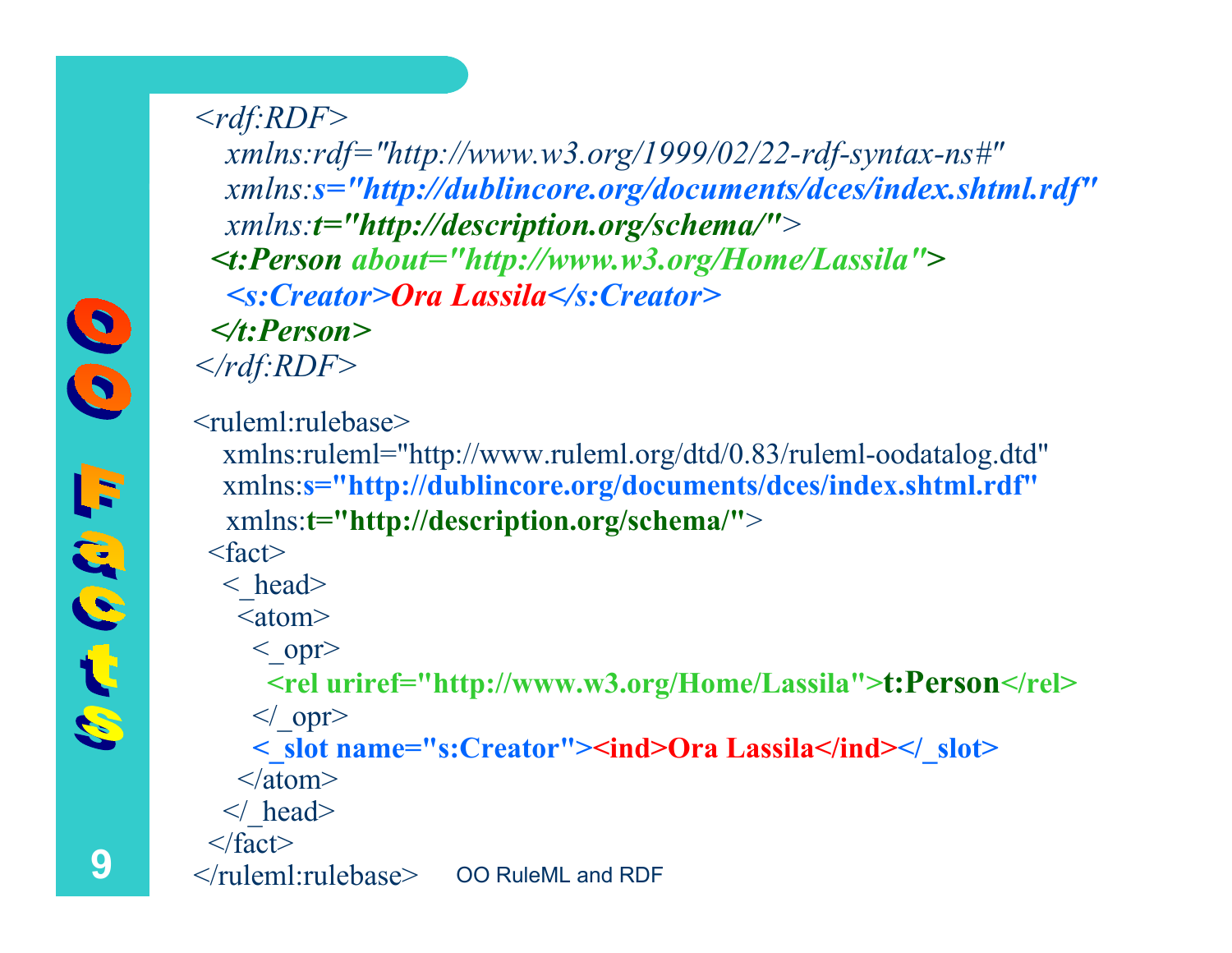# OO Facts

```
<rdf:RDF>
   xmlns:rdf="http://www.w3.org/1999/02/22-rdf-syntax-ns#"
   xmlns:s="http://dublincore.org/documents/dces/index.shtml.rdf"
   xmlns:t="http://description.org/schema/">
  <t:Person about="http://www.w3.org/Home/Lassila">
    <s:Creator>Ora Lassila</s:Creator>
  </t:Person>
</rdf:RDF>
```

```
<ruleml:rulebase>
   xmlns:ruleml="http://www.ruleml.org/dtd/0.83/ruleml-oodatalog.dtd"
   xmlns:s="http://dublincore.org/documents/dces/index.shtml.rdf"
   xmlns:t="http://description.org/schema/">
  <fact>
    <_head>
      <atom>
        <_opr>
          <rel uriref="http://www.w3.org/Home/Lassila">t:Person</rel>
        </_opr>
        <_slot name="s:Creator"><ind>Ora Lassila</ind></_slot>
      </atom>
    </_head>
  </fact>
</ruleml:rulebase>
```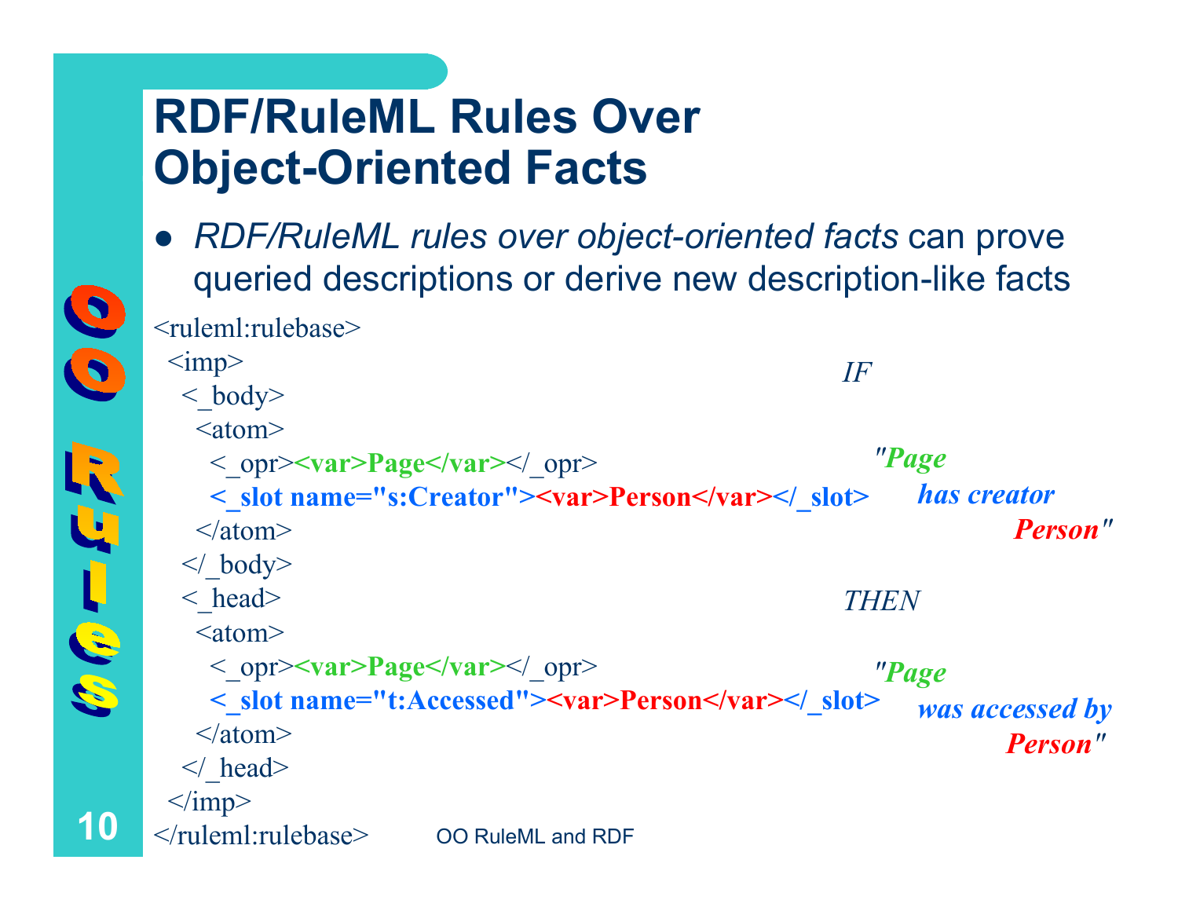# RDF/RuleML Rules Over Object-Oriented Facts

- *RDF/RuleML rules over object-oriented facts* can prove queried descriptions or derive new description-like facts

```
<ruleml:rulebase>
  <imp>
    <_body>
      <atom>
        <_opr><var>Page</var></_opr>
        <_slot name="s:Creator"><var>Person</var></_slot>
      </atom>
    </_body>
    <_head>
      <atom>
        <_opr><var>Page</var></_opr>
        <_slot name="t:Accessed"><var>Person</var></_slot>
      </atom>
    </_head>
  </imp>
</ruleml:rulebase>
```

*IF*

***"Page has creator Person"***

*THEN*

***"Page was accessed by Person"***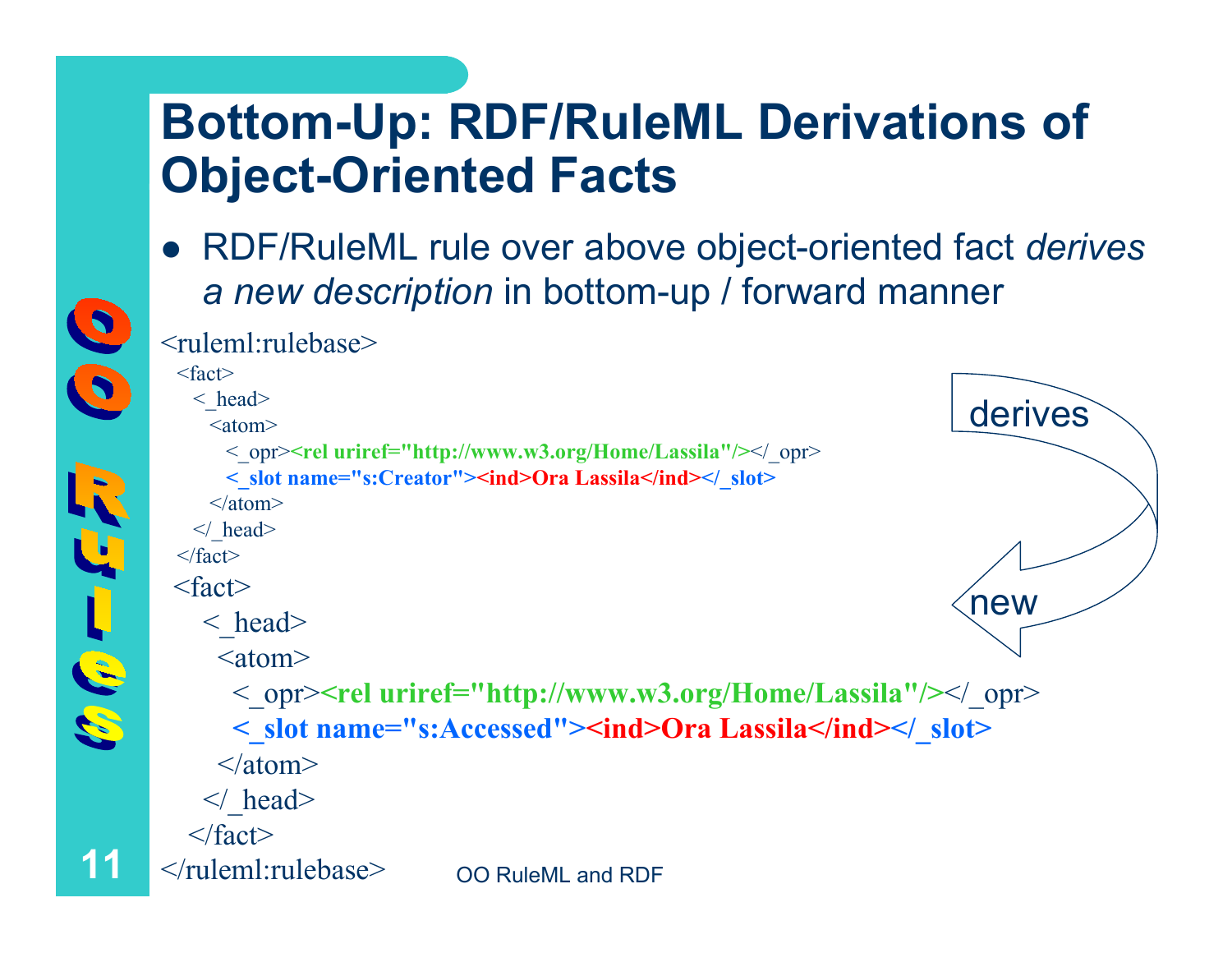# Bottom-Up: RDF/RuleML Derivations of Object-Oriented Facts

- RDF/RuleML rule over above object-oriented fact *derives a new description* in bottom-up / forward manner

```
<ruleml:rulebase>
  <fact>
    <_head>
      <atom>
        <_opr><rel uriref="http://www.w3.org/Home/Lassila"/></_opr>
        <_slot name="s:Creator"><ind>Ora Lassila</ind></_slot>
      </atom>
    </_head>
  </fact>
  <fact>
    <_head>
      <atom>
        <_opr><rel uriref="http://www.w3.org/Home/Lassila"/></_opr>
        <_slot name="s:Accessed"><ind>Ora Lassila</ind></_slot>
      </atom>
    </_head>
  </fact>
</ruleml:rulebase>
```

derives

new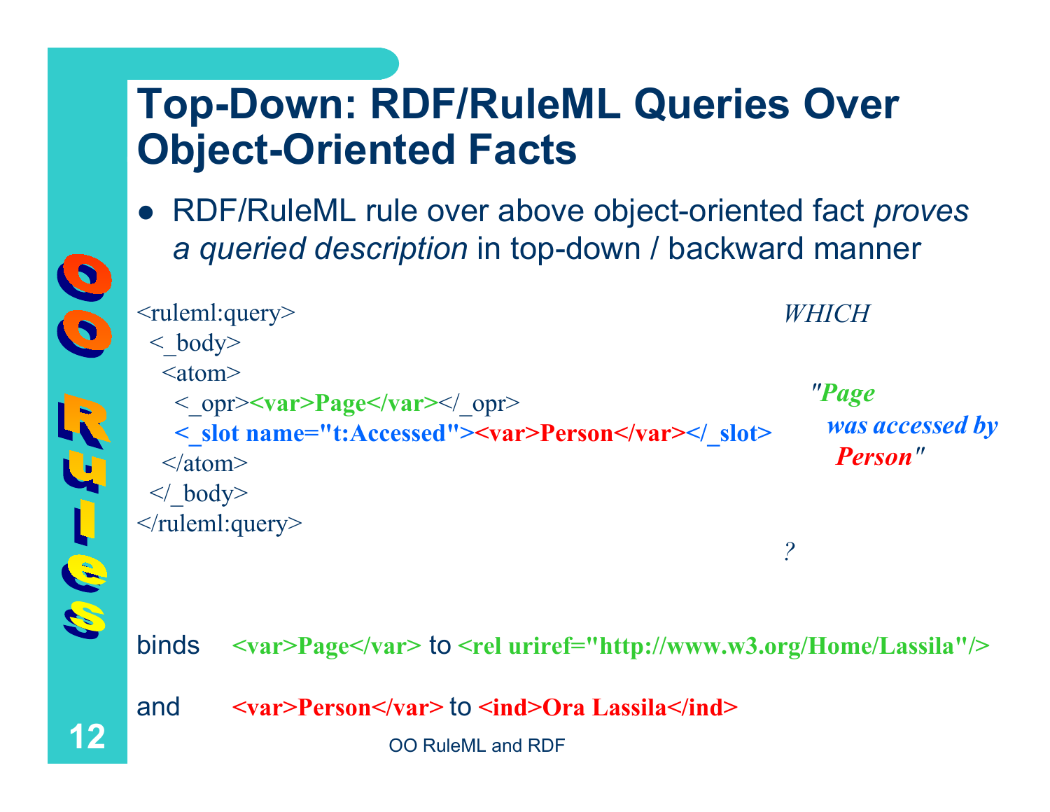# Top-Down: RDF/RuleML Queries Over Object-Oriented Facts

- RDF/RuleML rule over above object-oriented fact *proves a queried description* in top-down / backward manner

```
<ruleml:query>
 <_body>
  <atom>
   <_opr><var>Page</var></_opr>
   <_slot name="t:Accessed"><var>Person</var></_slot>
  </atom>
 </_body>
</ruleml:query>
```

*WHICH*

***"Page was accessed by Person"***

*?*

binds **<var>Page</var>** to **<rel uriref="http://www.w3.org/Home/Lassila"/>**

and **<var>Person</var>** to **<ind>Ora Lassila</ind>**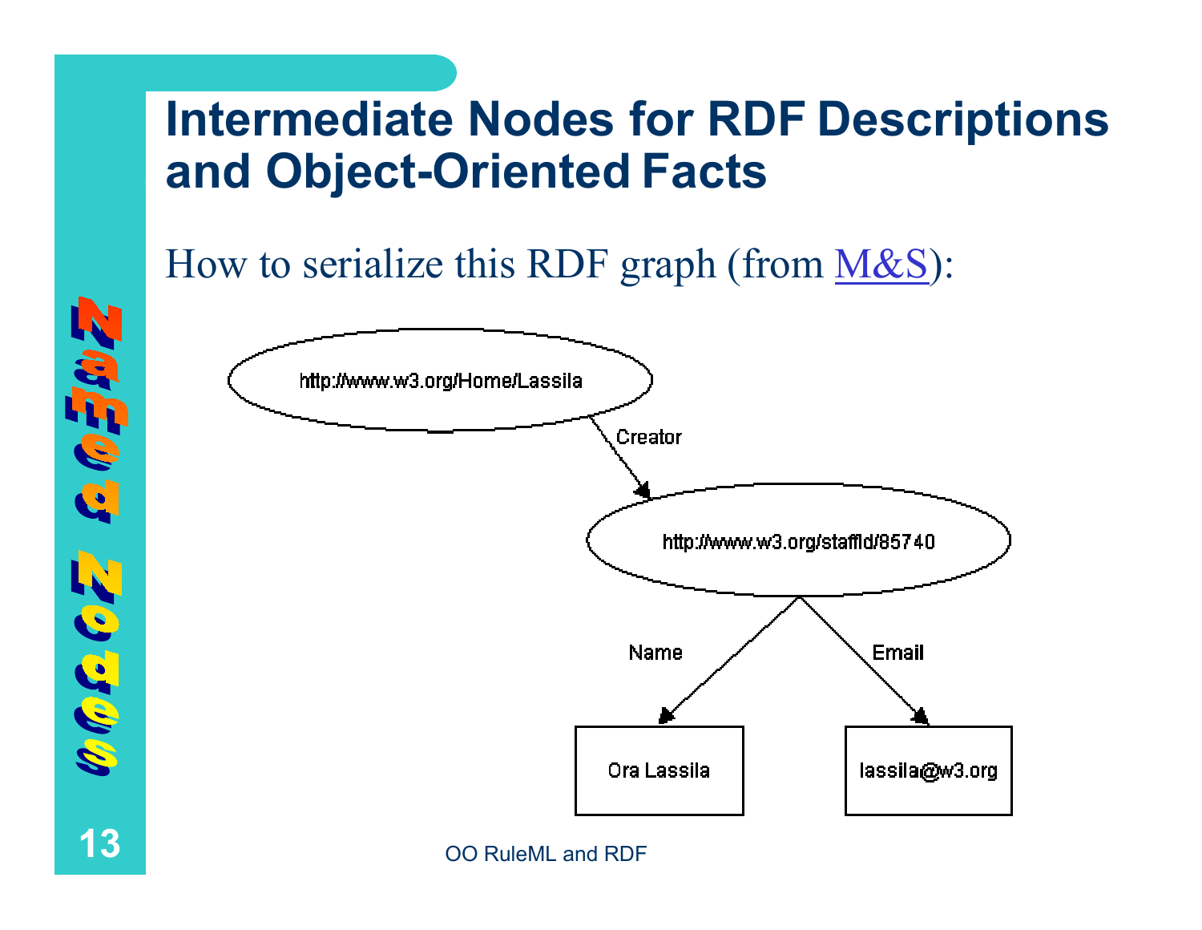# Intermediate Nodes for RDF Descriptions and Object-Oriented Facts

How to serialize this RDF graph (from M&S):

http://www.w3.org/Home/Lassila

Creator

http://www.w3.org/staffId/85740

Name

Email

Ora Lassila

lassila@w3.org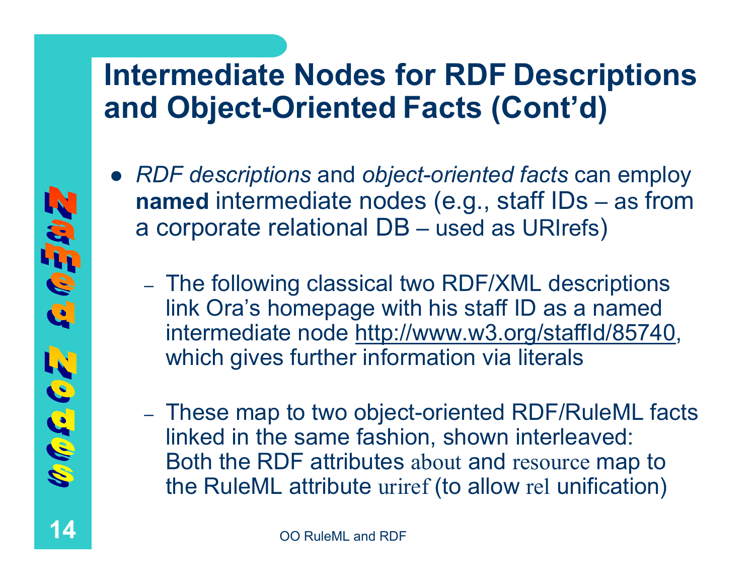# Intermediate Nodes for RDF Descriptions and Object-Oriented Facts (Cont'd)

- *RDF descriptions* and *object-oriented facts* can employ **named** intermediate nodes (e.g., staff IDs – as from a corporate relational DB – used as URIrefs)
  - The following classical two RDF/XML descriptions link Ora's homepage with his staff ID as a named intermediate node http://www.w3.org/staffId/85740, which gives further information via literals
  - These map to two object-oriented RDF/RuleML facts linked in the same fashion, shown interleaved: Both the RDF attributes about and resource map to the RuleML attribute uriref (to allow rel unification)

Named Nodes

OO RuleML and RDF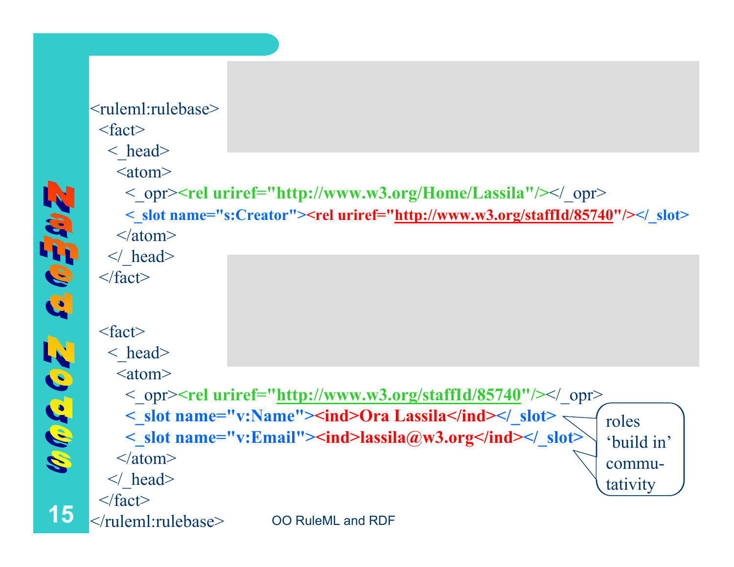# Named Nodes

```
<ruleml:rulebase>
  <fact>
    <_head>
      <atom>
        <_opr><rel uriref="http://www.w3.org/Home/Lassila"/></_opr>
        <_slot name="s:Creator"><rel uriref="http://www.w3.org/staffId/85740"/></_slot>
      </atom>
    </_head>
  </fact>

  <fact>
    <_head>
      <atom>
        <_opr><rel uriref="http://www.w3.org/staffId/85740"/></_opr>
        <_slot name="v:Name"><ind>Ora Lassila</ind></_slot>
        <_slot name="v:Email"><ind>lassila@w3.org</ind></_slot>
      </atom>
    </_head>
  </fact>
</ruleml:rulebase>
```

roles 'build in' commu-tativity

OO RuleML and RDF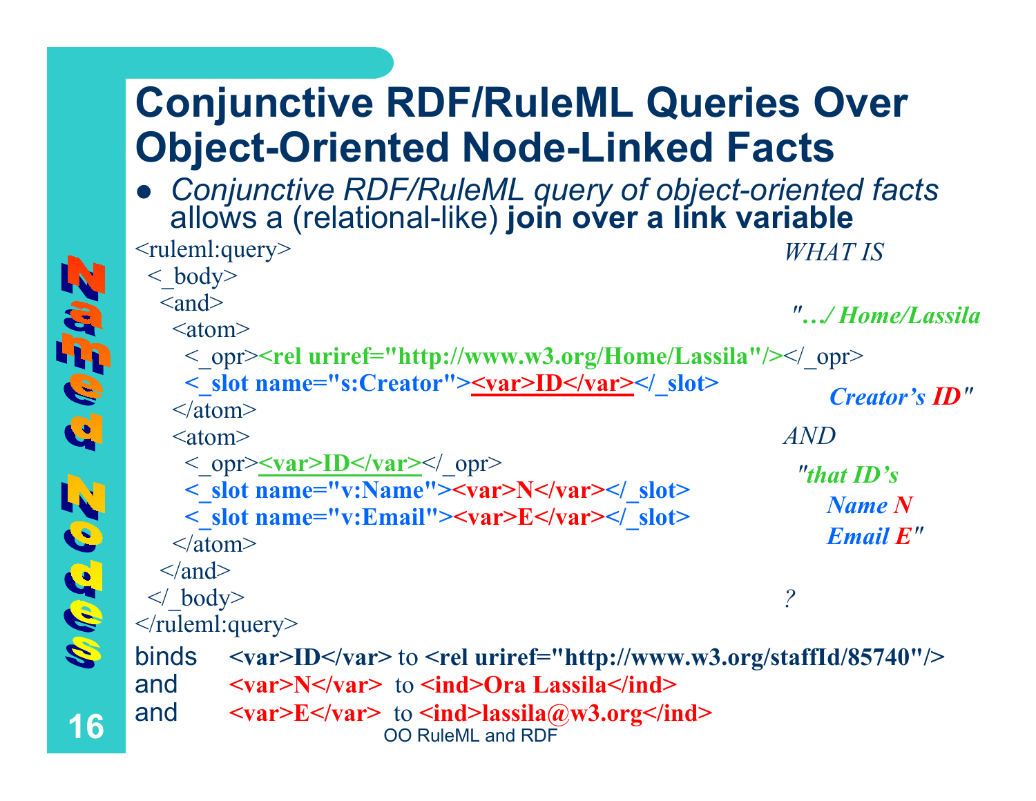# Conjunctive RDF/RuleML Queries Over Object-Oriented Node-Linked Facts

- *Conjunctive RDF/RuleML query of object-oriented facts* allows a (relational-like) **join over a link variable**

```
<ruleml:query>
 <_body>
  <and>
   <atom>
    <_opr><rel uriref="http://www.w3.org/Home/Lassila"/></_opr>
    <_slot name="s:Creator"><var>ID</var></_slot>
   </atom>
   <atom>
    <_opr><var>ID</var></_opr>
    <_slot name="v:Name"><var>N</var></_slot>
    <_slot name="v:Email"><var>E</var></_slot>
   </atom>
  </and>
 </_body>
</ruleml:query>
```

*WHAT IS*

***"…/ Home/Lassila***

***Creator's ID"***

*AND*

***"that ID's***

***Name N***

***Email E"***

*?*

binds **<var>ID</var>** to **<rel uriref="http://www.w3.org/staffId/85740"/>**
and **<var>N</var>** to **<ind>Ora Lassila</ind>**
and **<var>E</var>** to **<ind>lassila@w3.org</ind>**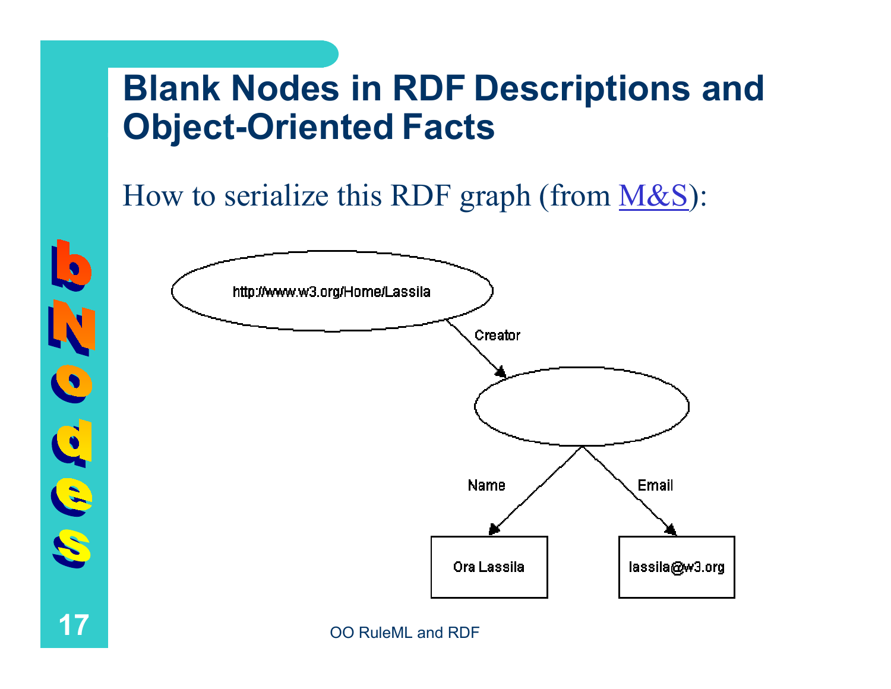# Blank Nodes in RDF Descriptions and Object-Oriented Facts

How to serialize this RDF graph (from M&S):

http://www.w3.org/Home/Lassila

Creator

Name

Email

Ora Lassila

lassila@w3.org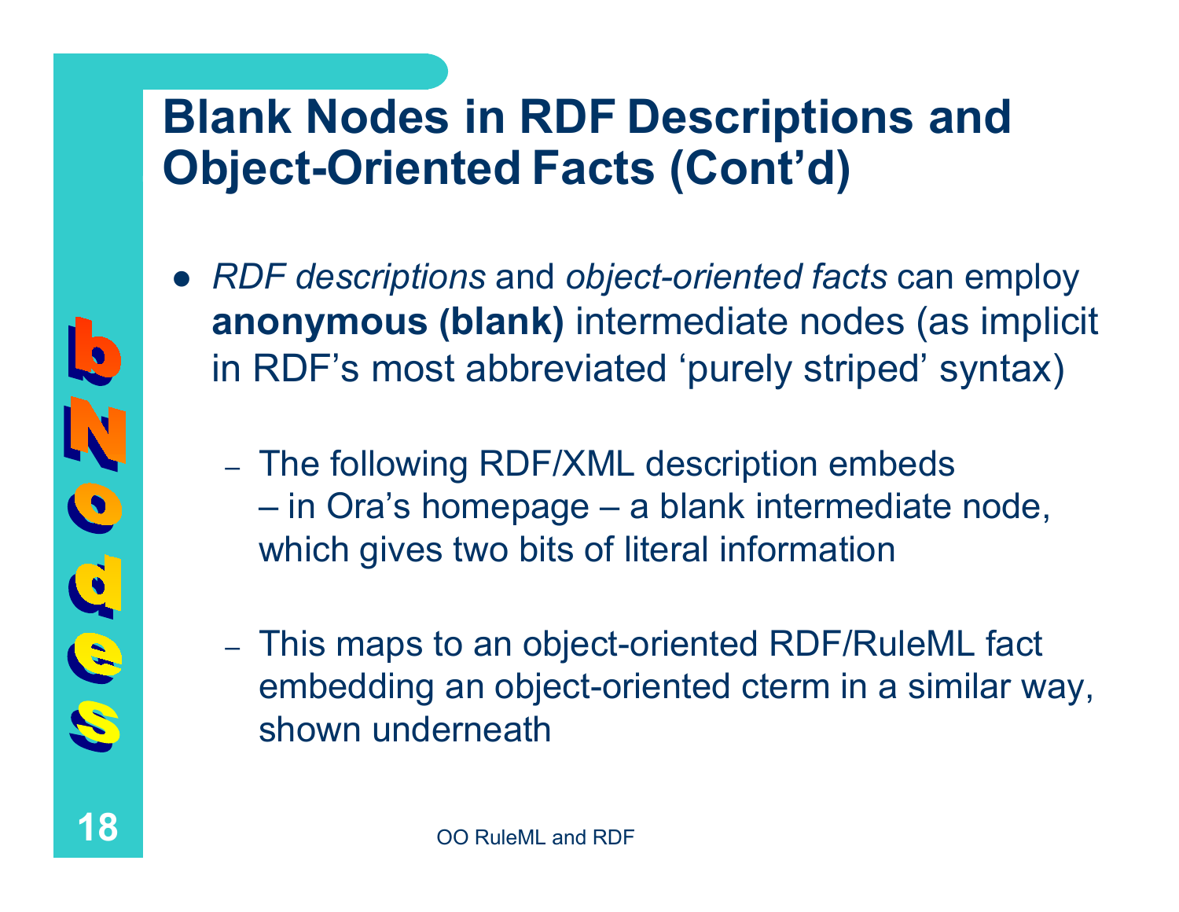# Blank Nodes in RDF Descriptions and Object-Oriented Facts (Cont'd)

- *RDF descriptions* and *object-oriented facts* can employ **anonymous (blank)** intermediate nodes (as implicit in RDF's most abbreviated 'purely striped' syntax)
  - The following RDF/XML description embeds – in Ora's homepage – a blank intermediate node, which gives two bits of literal information
  - This maps to an object-oriented RDF/RuleML fact embedding an object-oriented cterm in a similar way, shown underneath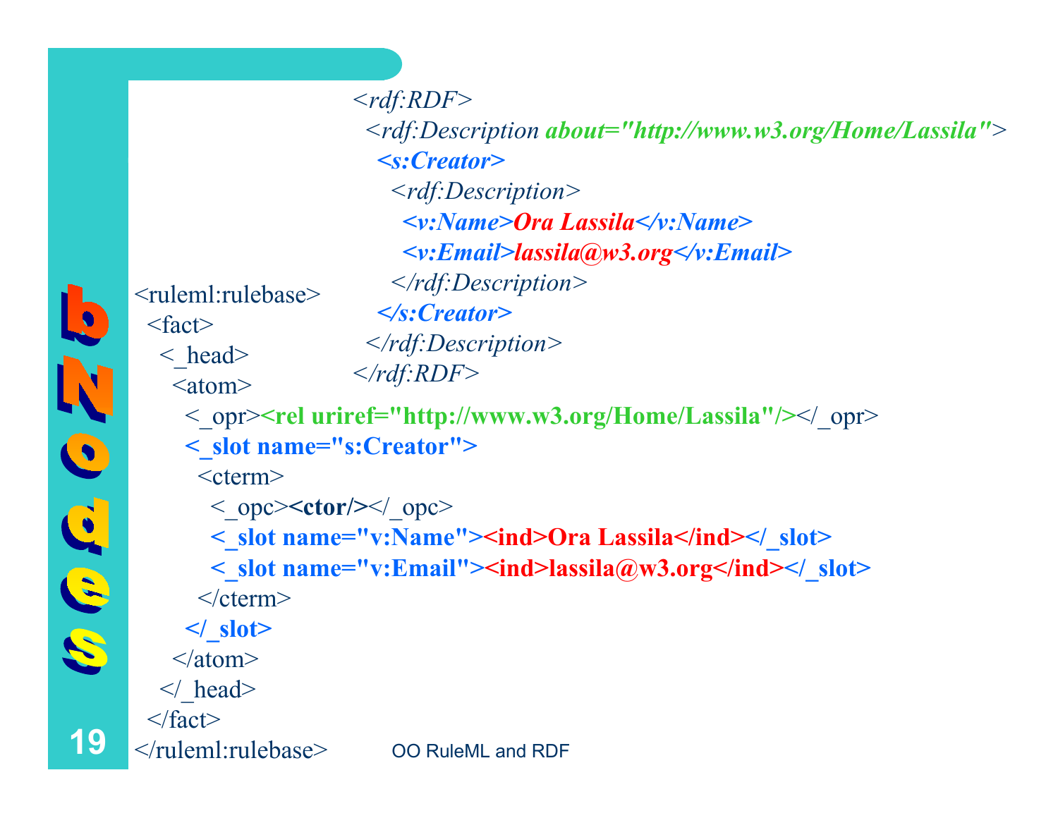```xml
<rdf:RDF>
  <rdf:Description about="http://www.w3.org/Home/Lassila">
    <s:Creator>
      <rdf:Description>
        <v:Name>Ora Lassila</v:Name>
        <v:Email>lassila@w3.org</v:Email>
      </rdf:Description>
    </s:Creator>
  </rdf:Description>
</rdf:RDF>
```

```xml
<ruleml:rulebase>
  <fact>
    <_head>
      <atom>
        <_opr><rel uriref="http://www.w3.org/Home/Lassila"/></_opr>
        <_slot name="s:Creator">
          <cterm>
            <_opc><ctor/></_opc>
            <_slot name="v:Name"><ind>Ora Lassila</ind></_slot>
            <_slot name="v:Email"><ind>lassila@w3.org</ind></_slot>
          </cterm>
        </_slot>
      </atom>
    </_head>
  </fact>
</ruleml:rulebase>
```

OO RuleML and RDF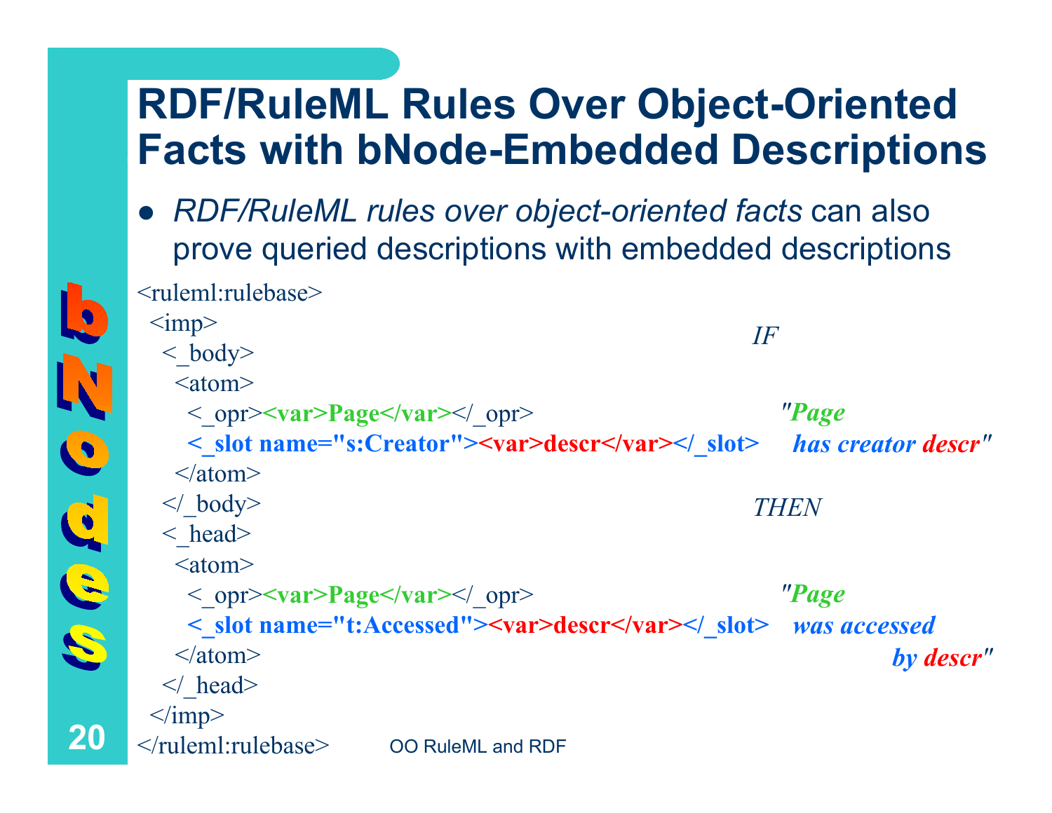# RDF/RuleML Rules Over Object-Oriented Facts with bNode-Embedded Descriptions

- *RDF/RuleML rules over object-oriented facts* can also prove queried descriptions with embedded descriptions

```
<ruleml:rulebase>
 <imp>
  <_body>
   <atom>
    <_opr><var>Page</var></_opr>
    <_slot name="s:Creator"><var>descr</var></_slot>
   </atom>
  </_body>
  <_head>
   <atom>
    <_opr><var>Page</var></_opr>
    <_slot name="t:Accessed"><var>descr</var></_slot>
   </atom>
  </_head>
 </imp>
</ruleml:rulebase>
```

*IF*

***"Page has creator descr"***

*THEN*

***"Page was accessed by descr"***

OO RuleML and RDF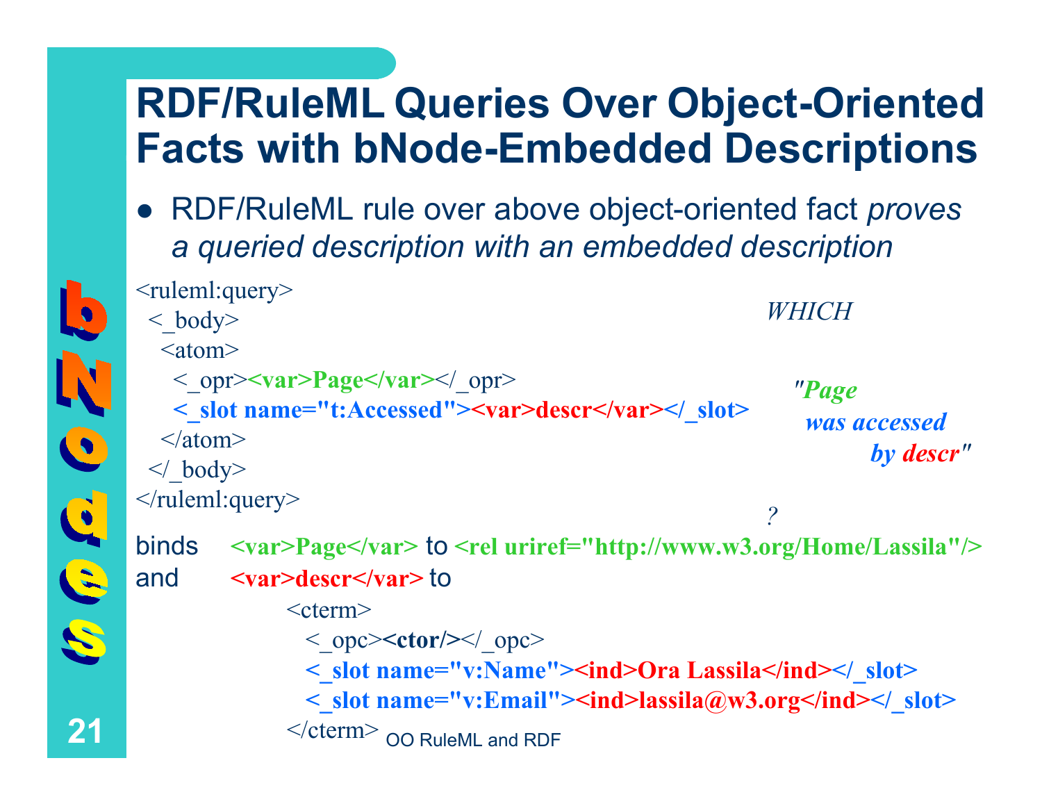# RDF/RuleML Queries Over Object-Oriented Facts with bNode-Embedded Descriptions

- RDF/RuleML rule over above object-oriented fact *proves a queried description with an embedded description*

```
<ruleml:query>
 <_body>
  <atom>
   <_opr><var>Page</var></_opr>
   <_slot name="t:Accessed"><var>descr</var></_slot>
  </atom>
 </_body>
</ruleml:query>
```

*WHICH*

***"Page was accessed by descr"***

*?*

binds **<var>Page</var>** to **<rel uriref="http://www.w3.org/Home/Lassila"/>**
and **<var>descr</var>** to

```
<cterm>
  <_opc><ctor/></_opc>
  <_slot name="v:Name"><ind>Ora Lassila</ind></_slot>
  <_slot name="v:Email"><ind>lassila@w3.org</ind></_slot>
</cterm>
```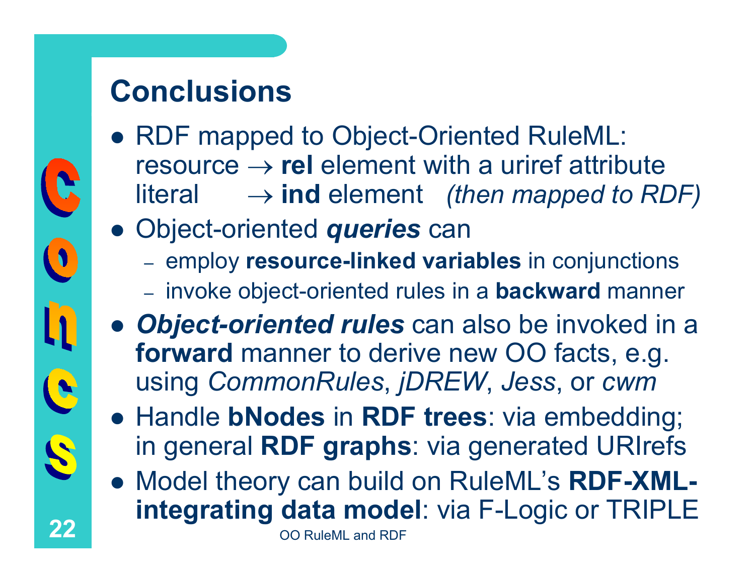## Conclusions

- RDF mapped to Object-Oriented RuleML:
  resource → **rel** element with a uriref attribute
  literal → **ind** element *(then mapped to RDF)*
- Object-oriented ***queries*** can
  - employ **resource-linked variables** in conjunctions
  - invoke object-oriented rules in a **backward** manner
- ***Object-oriented rules*** can also be invoked in a **forward** manner to derive new OO facts, e.g. using *CommonRules*, *jDREW*, *Jess*, or *cwm*
- Handle **bNodes** in **RDF trees**: via embedding; in general **RDF graphs**: via generated URIrefs
- Model theory can build on RuleML's **RDF-XML-integrating data model**: via F-Logic or TRIPLE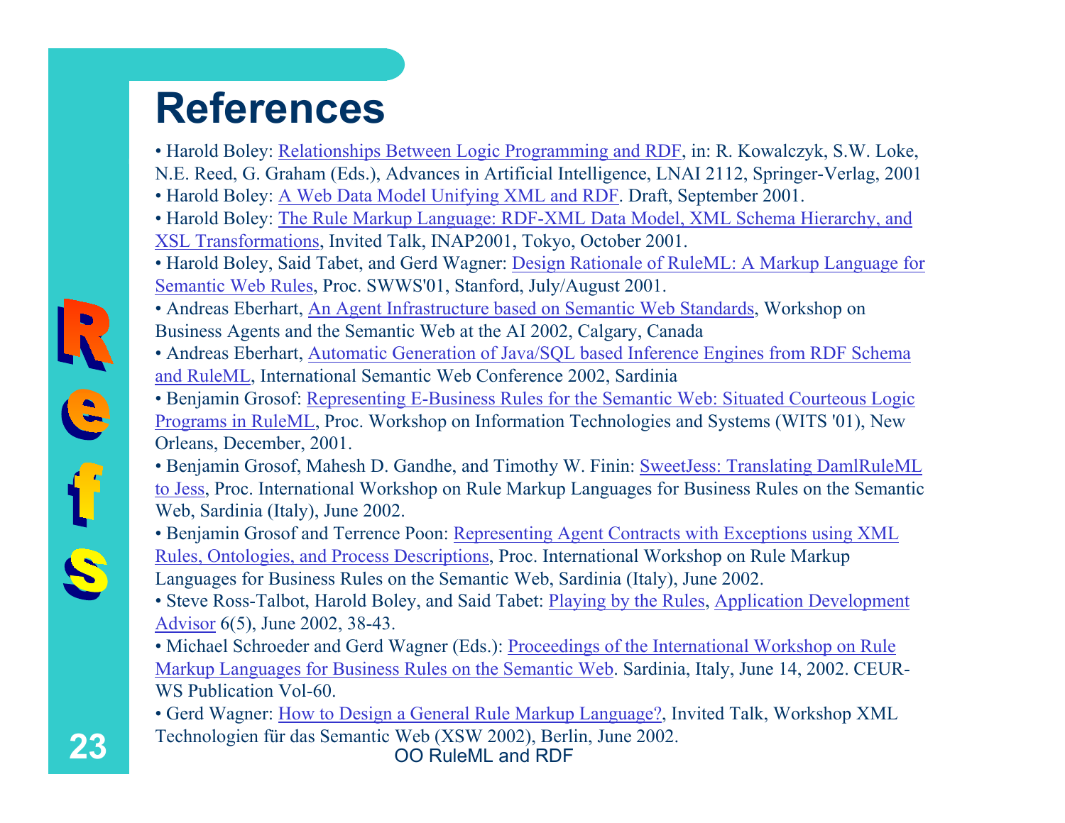# References

- Harold Boley: Relationships Between Logic Programming and RDF, in: R. Kowalczyk, S.W. Loke, N.E. Reed, G. Graham (Eds.), Advances in Artificial Intelligence, LNAI 2112, Springer-Verlag, 2001
- Harold Boley: A Web Data Model Unifying XML and RDF. Draft, September 2001.
- Harold Boley: The Rule Markup Language: RDF-XML Data Model, XML Schema Hierarchy, and XSL Transformations, Invited Talk, INAP2001, Tokyo, October 2001.
- Harold Boley, Said Tabet, and Gerd Wagner: Design Rationale of RuleML: A Markup Language for Semantic Web Rules, Proc. SWWS'01, Stanford, July/August 2001.
- Andreas Eberhart, An Agent Infrastructure based on Semantic Web Standards, Workshop on Business Agents and the Semantic Web at the AI 2002, Calgary, Canada
- Andreas Eberhart, Automatic Generation of Java/SQL based Inference Engines from RDF Schema and RuleML, International Semantic Web Conference 2002, Sardinia
- Benjamin Grosof: Representing E-Business Rules for the Semantic Web: Situated Courteous Logic Programs in RuleML, Proc. Workshop on Information Technologies and Systems (WITS '01), New Orleans, December, 2001.
- Benjamin Grosof, Mahesh D. Gandhe, and Timothy W. Finin: SweetJess: Translating DamlRuleML to Jess, Proc. International Workshop on Rule Markup Languages for Business Rules on the Semantic Web, Sardinia (Italy), June 2002.
- Benjamin Grosof and Terrence Poon: Representing Agent Contracts with Exceptions using XML Rules, Ontologies, and Process Descriptions, Proc. International Workshop on Rule Markup Languages for Business Rules on the Semantic Web, Sardinia (Italy), June 2002.
- Steve Ross-Talbot, Harold Boley, and Said Tabet: Playing by the Rules, Application Development Advisor 6(5), June 2002, 38-43.
- Michael Schroeder and Gerd Wagner (Eds.): Proceedings of the International Workshop on Rule Markup Languages for Business Rules on the Semantic Web. Sardinia, Italy, June 14, 2002. CEUR-WS Publication Vol-60.
- Gerd Wagner: How to Design a General Rule Markup Language?, Invited Talk, Workshop XML Technologien für das Semantic Web (XSW 2002), Berlin, June 2002.